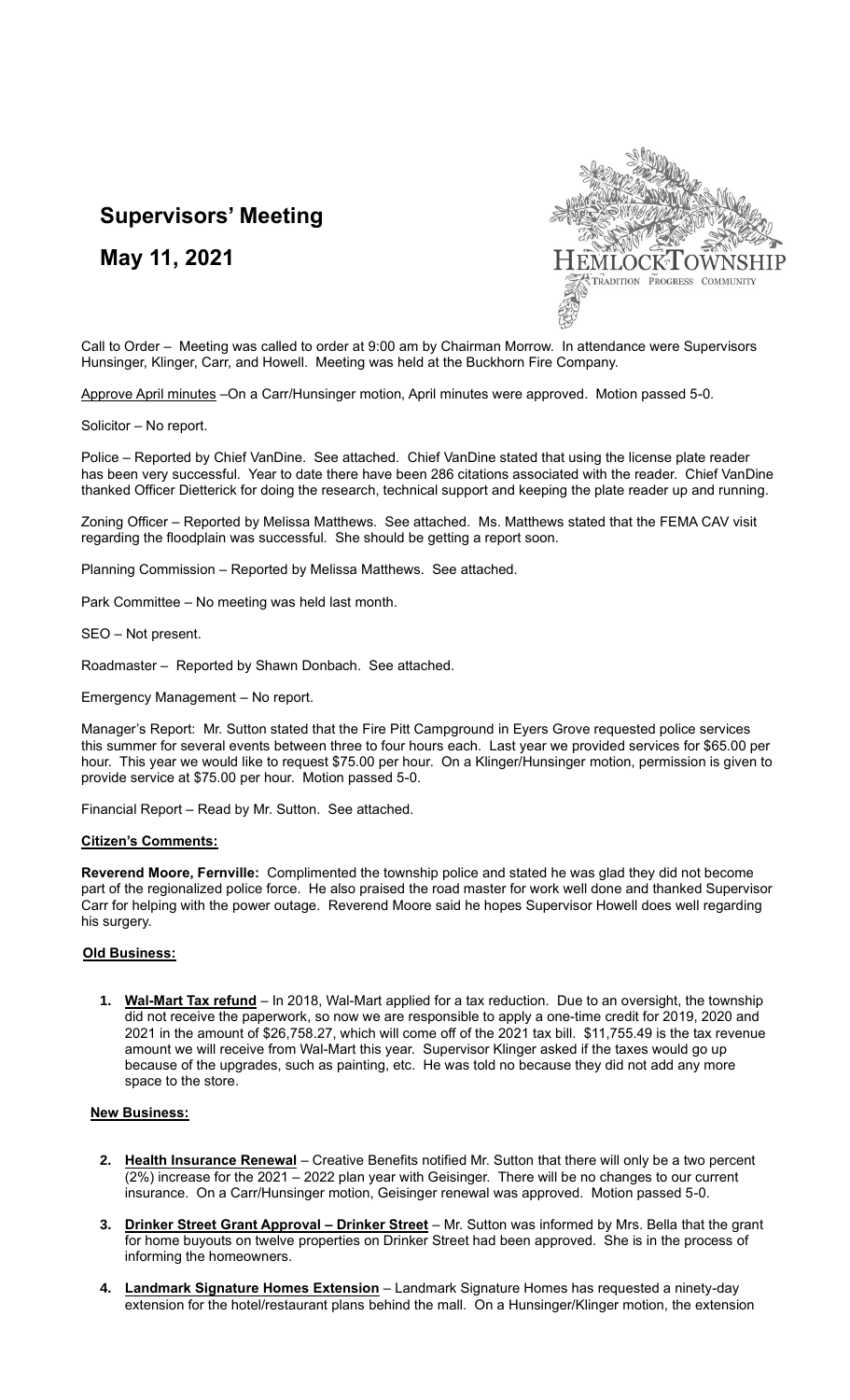# Supervisors' Meeting

## May 11, 2021

Call to Order – Meeting was called to order at 9:00 am by Chairman Morrow. In attendance were Supervisors Hunsinger, Klinger, Carr, and Howell. Meeting was held at the Buckhorn Fire Company.

Approve April minutes –On a Carr/Hunsinger motion, April minutes were approved. Motion passed 5-0.

Solicitor – No report.

Police – Reported by Chief VanDine. See attached. Chief VanDine stated that using the license plate reader has been very successful. Year to date there have been 286 citations associated with the reader. Chief VanDine thanked Officer Dietterick for doing the research, technical support and keeping the plate reader up and running.

Zoning Officer – Reported by Melissa Matthews. See attached. Ms. Matthews stated that the FEMA CAV visit regarding the floodplain was successful. She should be getting a report soon.

Planning Commission – Reported by Melissa Matthews. See attached.

Park Committee – No meeting was held last month.

SEO – Not present.

Roadmaster – Reported by Shawn Donbach. See attached.

Emergency Management – No report.

Manager's Report: Mr. Sutton stated that the Fire Pitt Campground in Eyers Grove requested police services this summer for several events between three to four hours each. Last year we provided services for $65.00 per hour. This year we would like to request $75.00 per hour. On a Klinger/Hunsinger motion, permission is given to provide service at $75.00 per hour. Motion passed 5-0.

Financial Report – Read by Mr. Sutton. See attached.

**Citizen's Comments:**

**Reverend Moore, Fernville:** Complimented the township police and stated he was glad they did not become part of the regionalized police force. He also praised the road master for work well done and thanked Supervisor Carr for helping with the power outage. Reverend Moore said he hopes Supervisor Howell does well regarding his surgery.

**Old Business:**

1. **Wal-Mart Tax refund** – In 2018, Wal-Mart applied for a tax reduction. Due to an oversight, the township did not receive the paperwork, so now we are responsible to apply a one-time credit for 2019, 2020 and 2021 in the amount of $26,758.27, which will come off of the 2021 tax bill. $11,755.49 is the tax revenue amount we will receive from Wal-Mart this year. Supervisor Klinger asked if the taxes would go up because of the upgrades, such as painting, etc. He was told no because they did not add any more space to the store.

**New Business:**

2. **Health Insurance Renewal** – Creative Benefits notified Mr. Sutton that there will only be a two percent (2%) increase for the 2021 – 2022 plan year with Geisinger. There will be no changes to our current insurance. On a Carr/Hunsinger motion, Geisinger renewal was approved. Motion passed 5-0.

3. **Drinker Street Grant Approval – Drinker Street** – Mr. Sutton was informed by Mrs. Bella that the grant for home buyouts on twelve properties on Drinker Street had been approved. She is in the process of informing the homeowners.

4. **Landmark Signature Homes Extension** – Landmark Signature Homes has requested a ninety-day extension for the hotel/restaurant plans behind the mall. On a Hunsinger/Klinger motion, the extension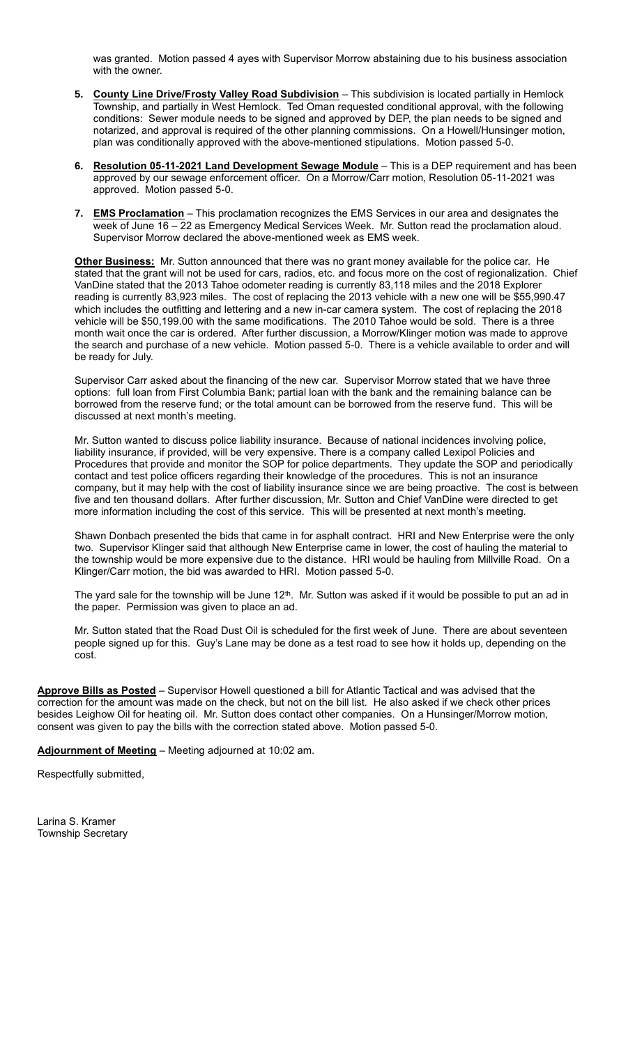was granted. Motion passed 4 ayes with Supervisor Morrow abstaining due to his business association with the owner.

5. **County Line Drive/Frosty Valley Road Subdivision** – This subdivision is located partially in Hemlock Township, and partially in West Hemlock. Ted Oman requested conditional approval, with the following conditions: Sewer module needs to be signed and approved by DEP, the plan needs to be signed and notarized, and approval is required of the other planning commissions. On a Howell/Hunsinger motion, plan was conditionally approved with the above-mentioned stipulations. Motion passed 5-0.

6. **Resolution 05-11-2021 Land Development Sewage Module** – This is a DEP requirement and has been approved by our sewage enforcement officer. On a Morrow/Carr motion, Resolution 05-11-2021 was approved. Motion passed 5-0.

7. **EMS Proclamation** – This proclamation recognizes the EMS Services in our area and designates the week of June 16 – 22 as Emergency Medical Services Week. Mr. Sutton read the proclamation aloud. Supervisor Morrow declared the above-mentioned week as EMS week.

**Other Business:** Mr. Sutton announced that there was no grant money available for the police car. He stated that the grant will not be used for cars, radios, etc. and focus more on the cost of regionalization. Chief VanDine stated that the 2013 Tahoe odometer reading is currently 83,118 miles and the 2018 Explorer reading is currently 83,923 miles. The cost of replacing the 2013 vehicle with a new one will be $55,990.47 which includes the outfitting and lettering and a new in-car camera system. The cost of replacing the 2018 vehicle will be $50,199.00 with the same modifications. The 2010 Tahoe would be sold. There is a three month wait once the car is ordered. After further discussion, a Morrow/Klinger motion was made to approve the search and purchase of a new vehicle. Motion passed 5-0. There is a vehicle available to order and will be ready for July.

Supervisor Carr asked about the financing of the new car. Supervisor Morrow stated that we have three options: full loan from First Columbia Bank; partial loan with the bank and the remaining balance can be borrowed from the reserve fund; or the total amount can be borrowed from the reserve fund. This will be discussed at next month's meeting.

Mr. Sutton wanted to discuss police liability insurance. Because of national incidences involving police, liability insurance, if provided, will be very expensive. There is a company called Lexipol Policies and Procedures that provide and monitor the SOP for police departments. They update the SOP and periodically contact and test police officers regarding their knowledge of the procedures. This is not an insurance company, but it may help with the cost of liability insurance since we are being proactive. The cost is between five and ten thousand dollars. After further discussion, Mr. Sutton and Chief VanDine were directed to get more information including the cost of this service. This will be presented at next month's meeting.

Shawn Donbach presented the bids that came in for asphalt contract. HRI and New Enterprise were the only two. Supervisor Klinger said that although New Enterprise came in lower, the cost of hauling the material to the township would be more expensive due to the distance. HRI would be hauling from Millville Road. On a Klinger/Carr motion, the bid was awarded to HRI. Motion passed 5-0.

The yard sale for the township will be June 12th. Mr. Sutton was asked if it would be possible to put an ad in the paper. Permission was given to place an ad.

Mr. Sutton stated that the Road Dust Oil is scheduled for the first week of June. There are about seventeen people signed up for this. Guy's Lane may be done as a test road to see how it holds up, depending on the cost.

**Approve Bills as Posted** – Supervisor Howell questioned a bill for Atlantic Tactical and was advised that the correction for the amount was made on the check, but not on the bill list. He also asked if we check other prices besides Leighow Oil for heating oil. Mr. Sutton does contact other companies. On a Hunsinger/Morrow motion, consent was given to pay the bills with the correction stated above. Motion passed 5-0.

**Adjournment of Meeting** – Meeting adjourned at 10:02 am.

Respectfully submitted,

Larina S. Kramer
Township Secretary